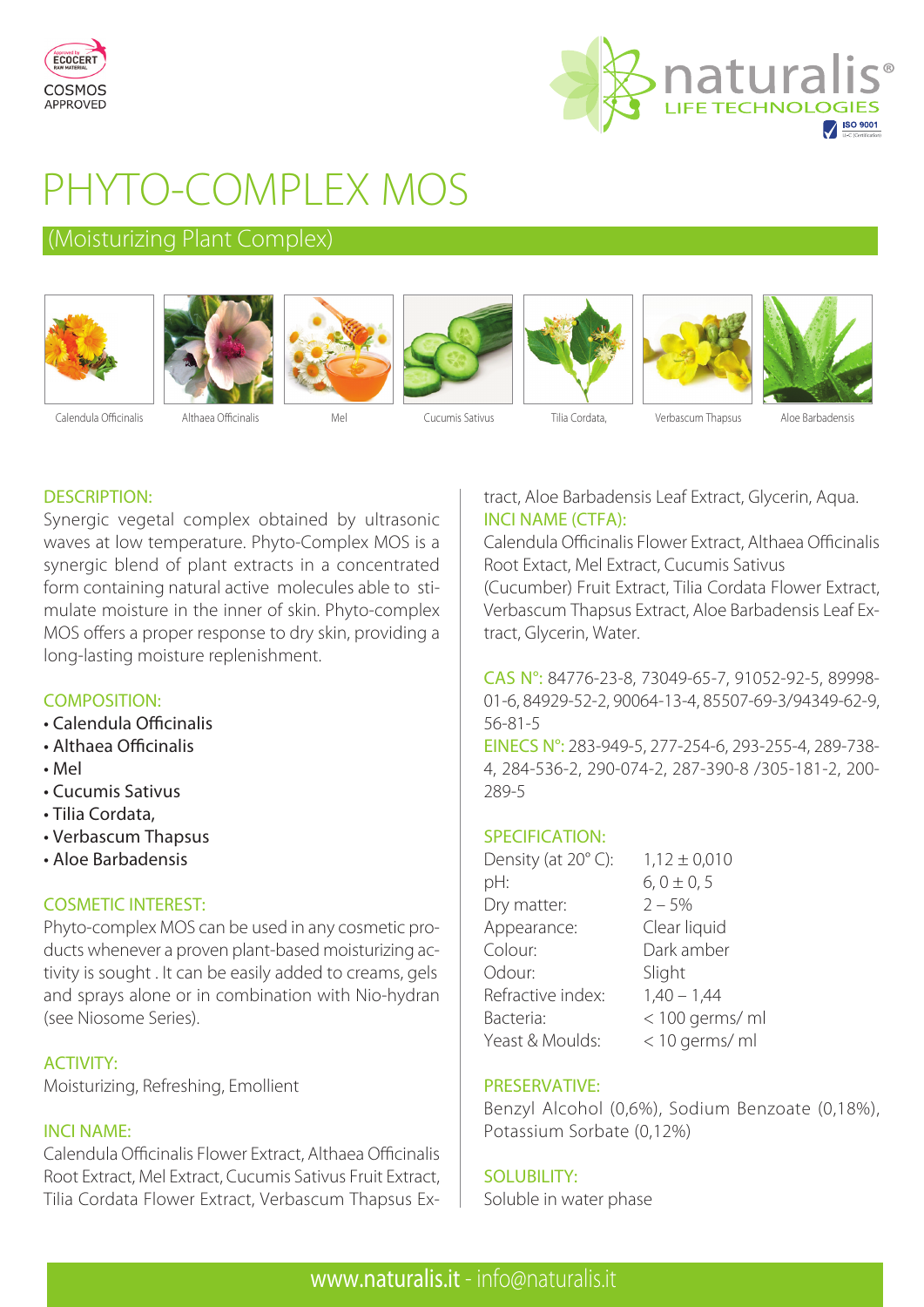COSMOS APPROVED

naturalis® LIFE TECHNOLOGIES

# PHYTO-COMPLEX MOS

## (Moisturizing Plant Complex)

Calendula Officinalis | Althaea Officinalis | Mel | Cucumis Sativus | Tilia Cordata, | Verbascum Thapsus | Aloe Barbadensis

### DESCRIPTION:

Synergic vegetal complex obtained by ultrasonic waves at low temperature. Phyto-Complex MOS is a synergic blend of plant extracts in a concentrated form containing natural active molecules able to stimulate moisture in the inner of skin. Phyto-complex MOS offers a proper response to dry skin, providing a long-lasting moisture replenishment.

### COMPOSITION:

- Calendula Officinalis
- Althaea Officinalis
- Mel
- Cucumis Sativus
- Tilia Cordata,
- Verbascum Thapsus
- Aloe Barbadensis

### COSMETIC INTEREST:

Phyto-complex MOS can be used in any cosmetic products whenever a proven plant-based moisturizing activity is sought . It can be easily added to creams, gels and sprays alone or in combination with Nio-hydran (see Niosome Series).

### ACTIVITY:

Moisturizing, Refreshing, Emollient

### INCI NAME:

Calendula Officinalis Flower Extract, Althaea Officinalis Root Extract, Mel Extract, Cucumis Sativus Fruit Extract, Tilia Cordata Flower Extract, Verbascum Thapsus Extract, Aloe Barbadensis Leaf Extract, Glycerin, Aqua.

### INCI NAME (CTFA):

Calendula Officinalis Flower Extract, Althaea Officinalis Root Extact, Mel Extract, Cucumis Sativus (Cucumber) Fruit Extract, Tilia Cordata Flower Extract, Verbascum Thapsus Extract, Aloe Barbadensis Leaf Extract, Glycerin, Water.

**CAS N°:** 84776-23-8, 73049-65-7, 91052-92-5, 89998-01-6, 84929-52-2, 90064-13-4, 85507-69-3/94349-62-9, 56-81-5

**EINECS N°:** 283-949-5, 277-254-6, 293-255-4, 289-738-4, 284-536-2, 290-074-2, 287-390-8 /305-181-2, 200-289-5

### SPECIFICATION:

| | |
|---|---|
| Density (at 20° C): | 1,12 ± 0,010 |
| pH: | 6, 0 ± 0, 5 |
| Dry matter: | 2 – 5% |
| Appearance: | Clear liquid |
| Colour: | Dark amber |
| Odour: | Slight |
| Refractive index: | 1,40 – 1,44 |
| Bacteria: | < 100 germs/ ml |
| Yeast & Moulds: | < 10 germs/ ml |

### PRESERVATIVE:

Benzyl Alcohol (0,6%), Sodium Benzoate (0,18%), Potassium Sorbate (0,12%)

### SOLUBILITY:

Soluble in water phase

www.naturalis.it - info@naturalis.it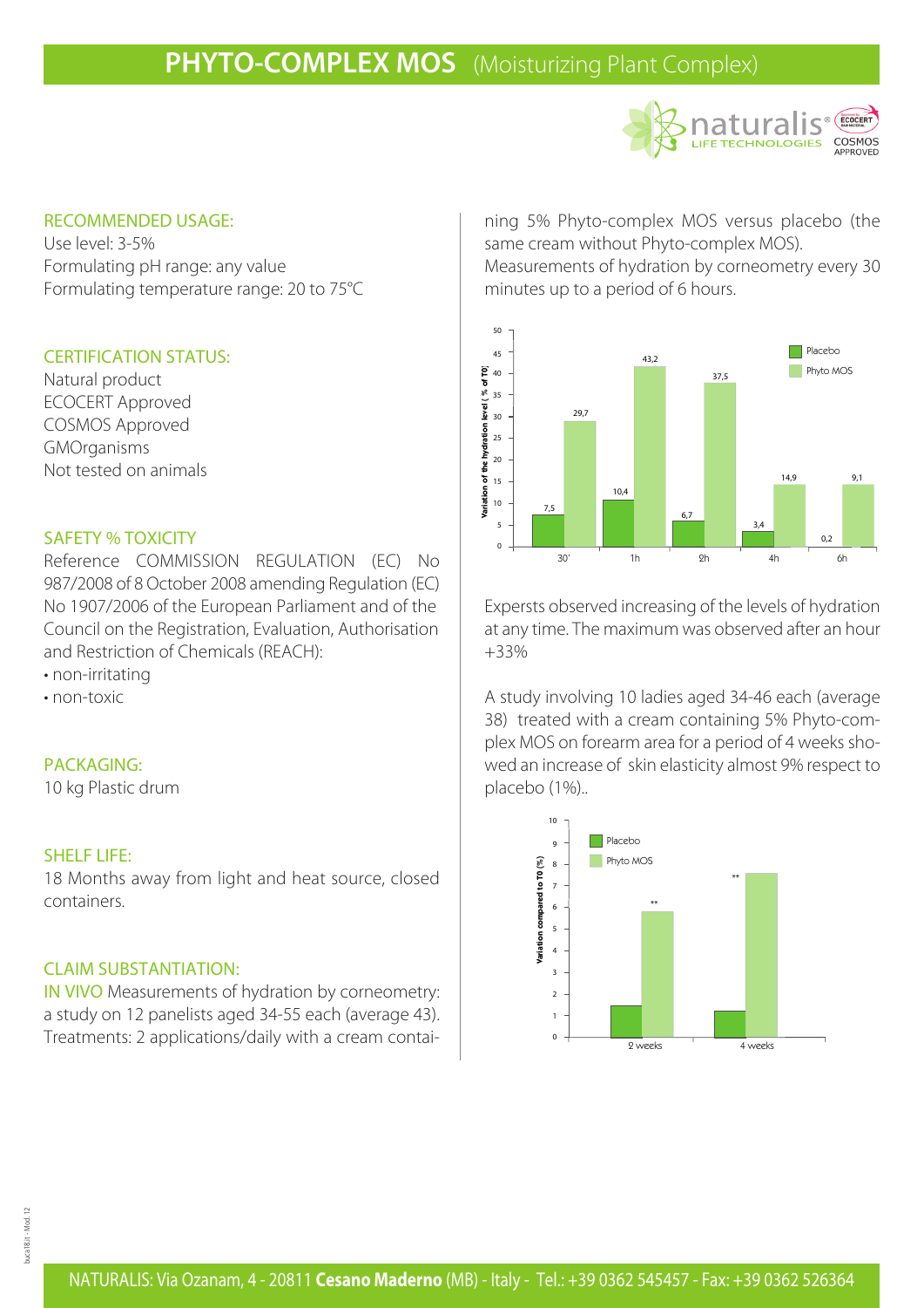# PHYTO-COMPLEX MOS (Moisturizing Plant Complex)

naturalis® LIFE TECHNOLOGIES
ECOCERT COSMOS APPROVED

## RECOMMENDED USAGE:

Use level: 3-5%
Formulating pH range: any value
Formulating temperature range: 20 to 75°C

## CERTIFICATION STATUS:

Natural product
ECOCERT Approved
COSMOS Approved
GMOrganisms
Not tested on animals

## SAFETY % TOXICITY

Reference COMMISSION REGULATION (EC) No 987/2008 of 8 October 2008 amending Regulation (EC) No 1907/2006 of the European Parliament and of the Council on the Registration, Evaluation, Authorisation and Restriction of Chemicals (REACH):

- non-irritating
- non-toxic

## PACKAGING:

10 kg Plastic drum

## SHELF LIFE:

18 Months away from light and heat source, closed containers.

## CLAIM SUBSTANTIATION:

IN VIVO Measurements of hydration by corneometry: a study on 12 panelists aged 34-55 each (average 43). Treatments: 2 applications/daily with a cream containing 5% Phyto-complex MOS versus placebo (the same cream without Phyto-complex MOS). Measurements of hydration by corneometry every 30 minutes up to a period of 6 hours.

Variation of the hydration level ( % of T0)
Placebo
Phyto MOS
0
5
10
15
20
25
30
35
40
45
50
7,5
29,7
10,4
43,2
6,7
37,5
3,4
14,9
0,2
9,1
30'
1h
2h
4h
6h

Expersts observed increasing of the levels of hydration at any time. The maximum was observed after an hour +33%

A study involving 10 ladies aged 34-46 each (average 38) treated with a cream containing 5% Phyto-complex MOS on forearm area for a period of 4 weeks showed an increase of skin elasticity almost 9% respect to placebo (1%)..

Variation compared to T0 (%)
Placebo
Phyto MOS
0
1
2
3
4
5
6
7
8
9
10
**
**
2 weeks
4 weeks

NATURALIS: Via Ozanam, 4 - 20811 **Cesano Maderno** (MB) - Italy - Tel.: +39 0362 545457 - Fax: +39 0362 526364